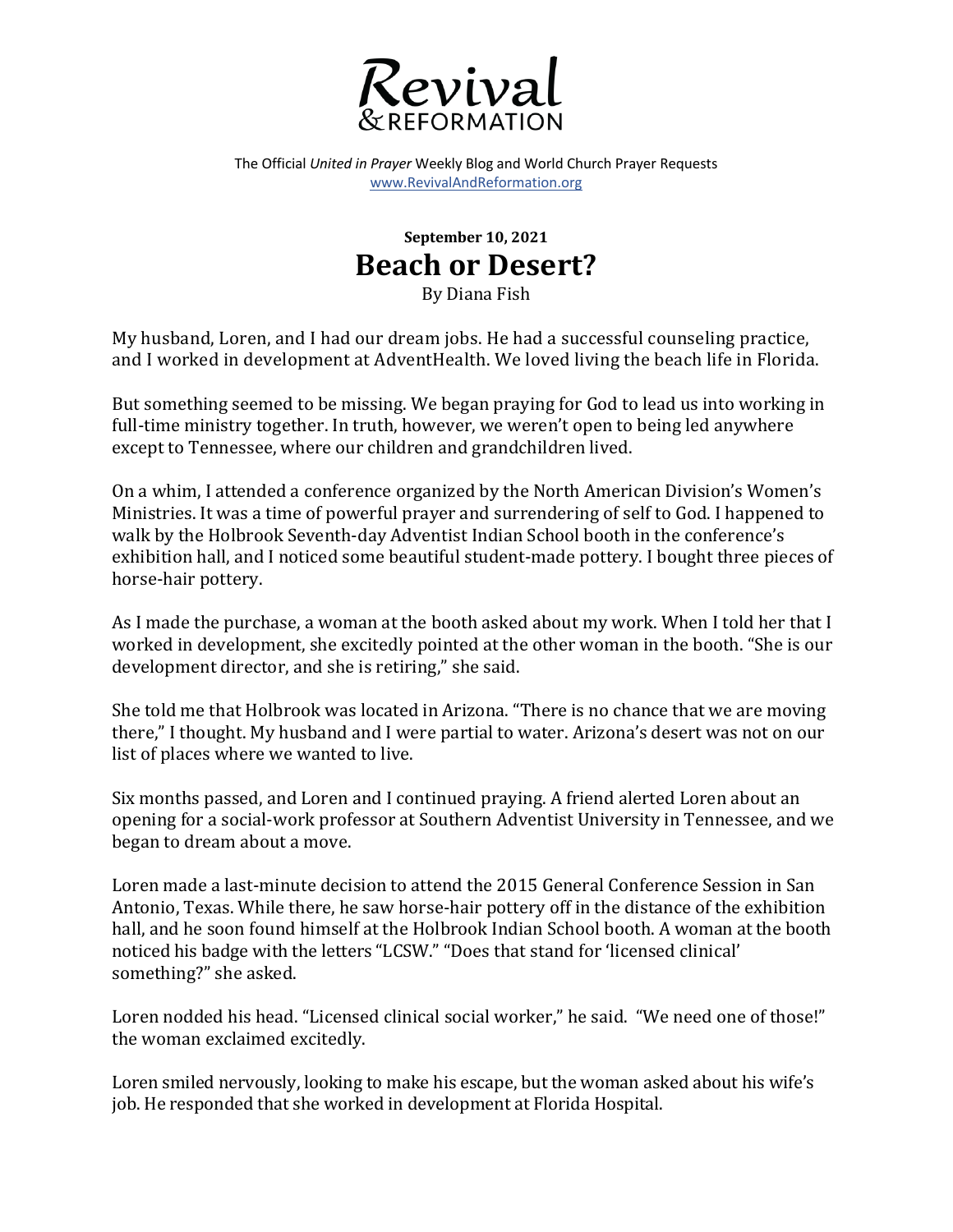# Revival & REFORMATION

The Official *United in Prayer* Weekly Blog and World Church Prayer Requests
www.RevivalAndReformation.org

**September 10, 2021**

## Beach or Desert?

By Diana Fish

My husband, Loren, and I had our dream jobs. He had a successful counseling practice, and I worked in development at AdventHealth. We loved living the beach life in Florida.

But something seemed to be missing. We began praying for God to lead us into working in full-time ministry together. In truth, however, we weren't open to being led anywhere except to Tennessee, where our children and grandchildren lived.

On a whim, I attended a conference organized by the North American Division's Women's Ministries. It was a time of powerful prayer and surrendering of self to God. I happened to walk by the Holbrook Seventh-day Adventist Indian School booth in the conference's exhibition hall, and I noticed some beautiful student-made pottery. I bought three pieces of horse-hair pottery.

As I made the purchase, a woman at the booth asked about my work. When I told her that I worked in development, she excitedly pointed at the other woman in the booth. "She is our development director, and she is retiring," she said.

She told me that Holbrook was located in Arizona. "There is no chance that we are moving there," I thought. My husband and I were partial to water. Arizona's desert was not on our list of places where we wanted to live.

Six months passed, and Loren and I continued praying. A friend alerted Loren about an opening for a social-work professor at Southern Adventist University in Tennessee, and we began to dream about a move.

Loren made a last-minute decision to attend the 2015 General Conference Session in San Antonio, Texas. While there, he saw horse-hair pottery off in the distance of the exhibition hall, and he soon found himself at the Holbrook Indian School booth. A woman at the booth noticed his badge with the letters "LCSW." "Does that stand for 'licensed clinical' something?" she asked.

Loren nodded his head. "Licensed clinical social worker," he said. "We need one of those!" the woman exclaimed excitedly.

Loren smiled nervously, looking to make his escape, but the woman asked about his wife's job. He responded that she worked in development at Florida Hospital.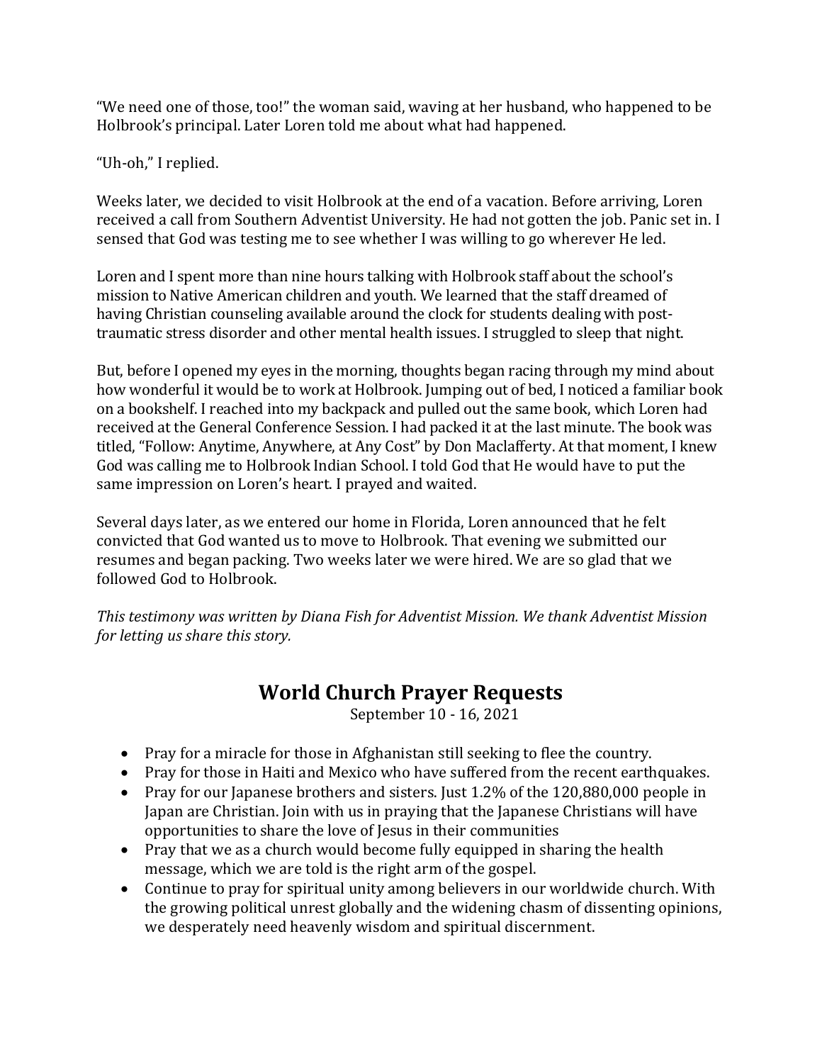"We need one of those, too!" the woman said, waving at her husband, who happened to be Holbrook's principal. Later Loren told me about what had happened.

"Uh-oh," I replied.

Weeks later, we decided to visit Holbrook at the end of a vacation. Before arriving, Loren received a call from Southern Adventist University. He had not gotten the job. Panic set in. I sensed that God was testing me to see whether I was willing to go wherever He led.

Loren and I spent more than nine hours talking with Holbrook staff about the school's mission to Native American children and youth. We learned that the staff dreamed of having Christian counseling available around the clock for students dealing with post-traumatic stress disorder and other mental health issues. I struggled to sleep that night.

But, before I opened my eyes in the morning, thoughts began racing through my mind about how wonderful it would be to work at Holbrook. Jumping out of bed, I noticed a familiar book on a bookshelf. I reached into my backpack and pulled out the same book, which Loren had received at the General Conference Session. I had packed it at the last minute. The book was titled, "Follow: Anytime, Anywhere, at Any Cost" by Don Maclafferty. At that moment, I knew God was calling me to Holbrook Indian School. I told God that He would have to put the same impression on Loren's heart. I prayed and waited.

Several days later, as we entered our home in Florida, Loren announced that he felt convicted that God wanted us to move to Holbrook. That evening we submitted our resumes and began packing. Two weeks later we were hired. We are so glad that we followed God to Holbrook.

*This testimony was written by Diana Fish for Adventist Mission. We thank Adventist Mission for letting us share this story.*

## World Church Prayer Requests

September 10 - 16, 2021

- Pray for a miracle for those in Afghanistan still seeking to flee the country.
- Pray for those in Haiti and Mexico who have suffered from the recent earthquakes.
- Pray for our Japanese brothers and sisters. Just 1.2% of the 120,880,000 people in Japan are Christian. Join with us in praying that the Japanese Christians will have opportunities to share the love of Jesus in their communities
- Pray that we as a church would become fully equipped in sharing the health message, which we are told is the right arm of the gospel.
- Continue to pray for spiritual unity among believers in our worldwide church. With the growing political unrest globally and the widening chasm of dissenting opinions, we desperately need heavenly wisdom and spiritual discernment.